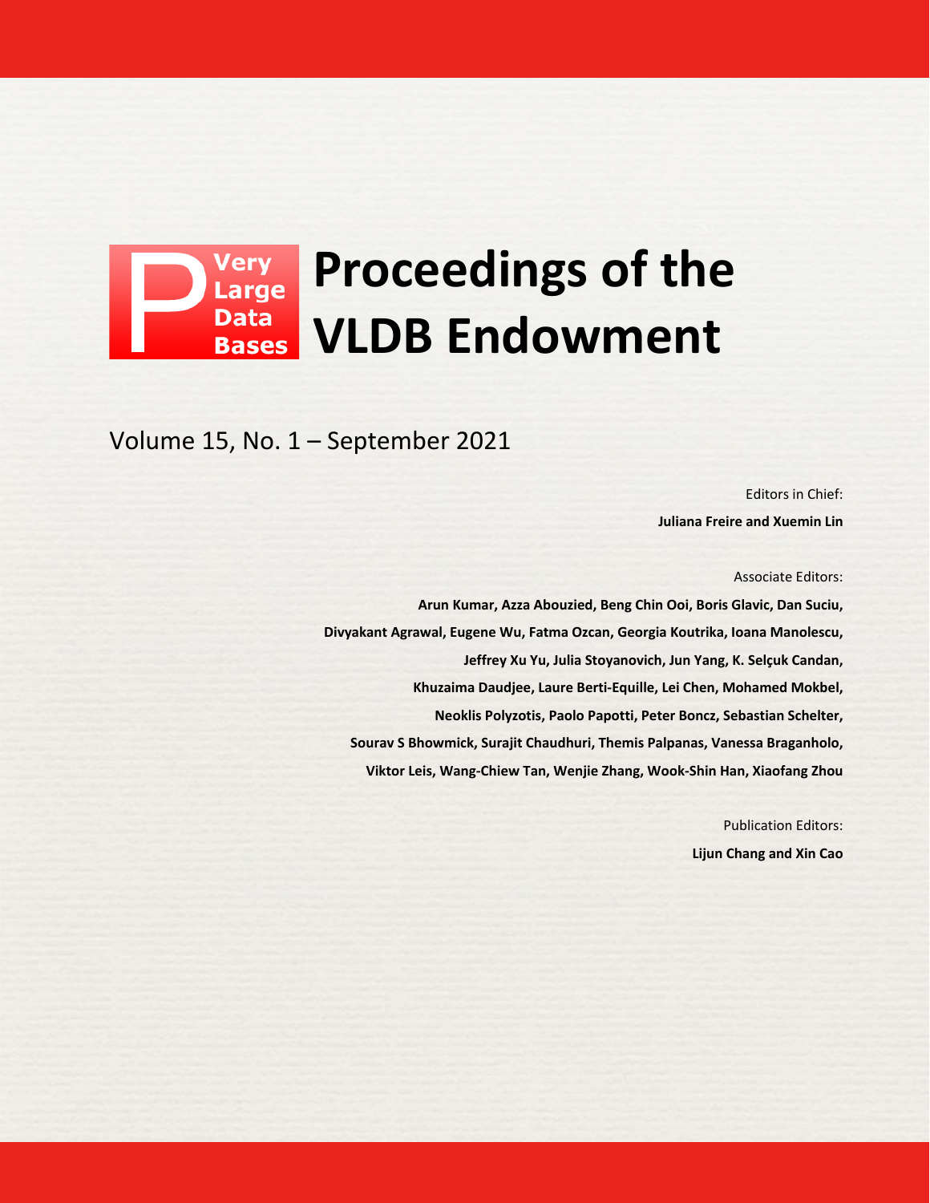# Proceedings of the VLDB Endowment

Very Large Data Bases

Volume 15, No. 1 – September 2021

Editors in Chief:

**Juliana Freire and Xuemin Lin**

Associate Editors:

**Arun Kumar, Azza Abouzied, Beng Chin Ooi, Boris Glavic, Dan Suciu, Divyakant Agrawal, Eugene Wu, Fatma Ozcan, Georgia Koutrika, Ioana Manolescu, Jeffrey Xu Yu, Julia Stoyanovich, Jun Yang, K. Selçuk Candan, Khuzaima Daudjee, Laure Berti-Equille, Lei Chen, Mohamed Mokbel, Neoklis Polyzotis, Paolo Papotti, Peter Boncz, Sebastian Schelter, Sourav S Bhowmick, Surajit Chaudhuri, Themis Palpanas, Vanessa Braganholo, Viktor Leis, Wang-Chiew Tan, Wenjie Zhang, Wook-Shin Han, Xiaofang Zhou**

Publication Editors:

**Lijun Chang and Xin Cao**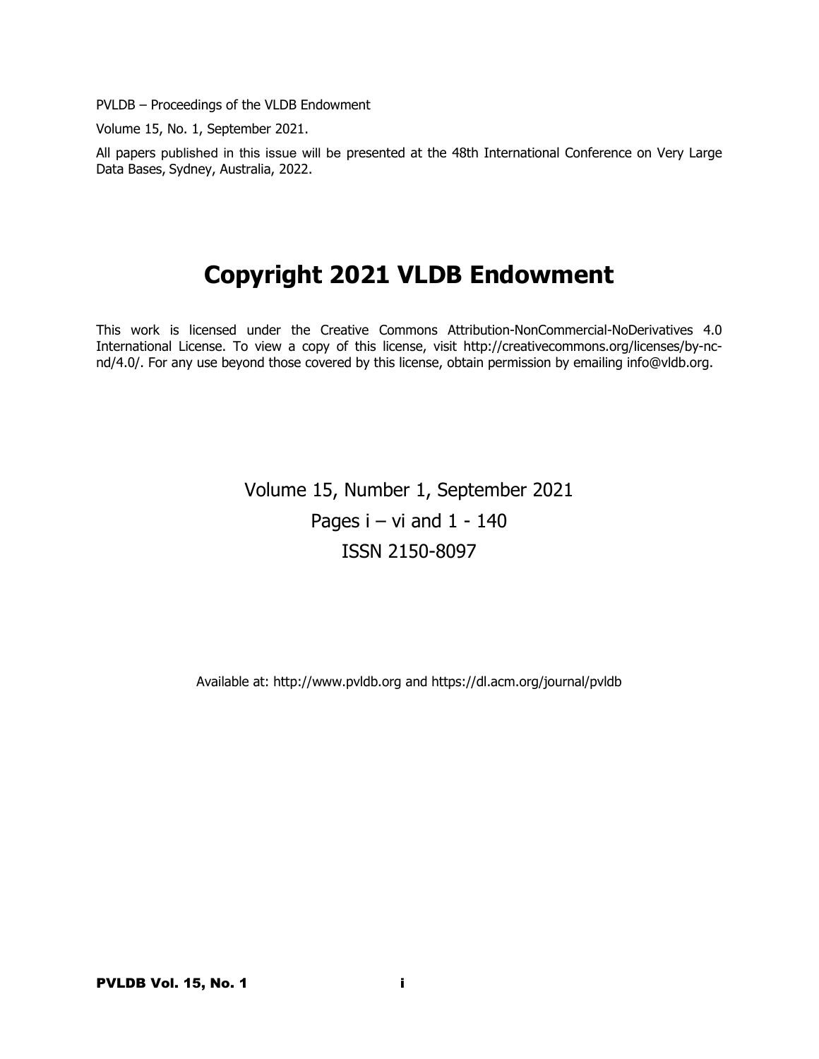PVLDB – Proceedings of the VLDB Endowment

Volume 15, No. 1, September 2021.

All papers published in this issue will be presented at the 48th International Conference on Very Large Data Bases, Sydney, Australia, 2022.

# Copyright 2021 VLDB Endowment

This work is licensed under the Creative Commons Attribution-NonCommercial-NoDerivatives 4.0 International License. To view a copy of this license, visit http://creativecommons.org/licenses/by-nc-nd/4.0/. For any use beyond those covered by this license, obtain permission by emailing info@vldb.org.

Volume 15, Number 1, September 2021

Pages i – vi and 1 - 140

ISSN 2150-8097

Available at: http://www.pvldb.org and https://dl.acm.org/journal/pvldb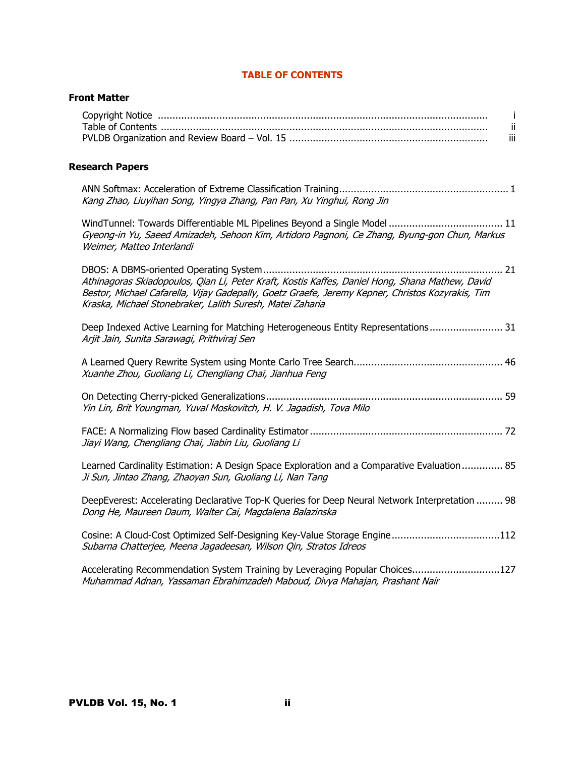# TABLE OF CONTENTS

## Front Matter

Copyright Notice .................................................... i
Table of Contents .................................................... ii
PVLDB Organization and Review Board – Vol. 15 .................................................... iii

## Research Papers

ANN Softmax: Acceleration of Extreme Classification Training.................................................... 1
*Kang Zhao, Liuyihan Song, Yingya Zhang, Pan Pan, Xu Yinghui, Rong Jin*

WindTunnel: Towards Differentiable ML Pipelines Beyond a Single Model .................................................... 11
*Gyeong-in Yu, Saeed Amizadeh, Sehoon Kim, Artidoro Pagnoni, Ce Zhang, Byung-gon Chun, Markus Weimer, Matteo Interlandi*

DBOS: A DBMS-oriented Operating System.................................................... 21
*Athinagoras Skiadopoulos, Qian Li, Peter Kraft, Kostis Kaffes, Daniel Hong, Shana Mathew, David Bestor, Michael Cafarella, Vijay Gadepally, Goetz Graefe, Jeremy Kepner, Christos Kozyrakis, Tim Kraska, Michael Stonebraker, Lalith Suresh, Matei Zaharia*

Deep Indexed Active Learning for Matching Heterogeneous Entity Representations.................................................... 31
*Arjit Jain, Sunita Sarawagi, Prithviraj Sen*

A Learned Query Rewrite System using Monte Carlo Tree Search.................................................... 46
*Xuanhe Zhou, Guoliang Li, Chengliang Chai, Jianhua Feng*

On Detecting Cherry-picked Generalizations.................................................... 59
*Yin Lin, Brit Youngman, Yuval Moskovitch, H. V. Jagadish, Tova Milo*

FACE: A Normalizing Flow based Cardinality Estimator.................................................... 72
*Jiayi Wang, Chengliang Chai, Jiabin Liu, Guoliang Li*

Learned Cardinality Estimation: A Design Space Exploration and a Comparative Evaluation.................................................... 85
*Ji Sun, Jintao Zhang, Zhaoyan Sun, Guoliang Li, Nan Tang*

DeepEverest: Accelerating Declarative Top-K Queries for Deep Neural Network Interpretation.................................................... 98
*Dong He, Maureen Daum, Walter Cai, Magdalena Balazinska*

Cosine: A Cloud-Cost Optimized Self-Designing Key-Value Storage Engine.................................................... 112
*Subarna Chatterjee, Meena Jagadeesan, Wilson Qin, Stratos Idreos*

Accelerating Recommendation System Training by Leveraging Popular Choices.................................................... 127
*Muhammad Adnan, Yassaman Ebrahimzadeh Maboud, Divya Mahajan, Prashant Nair*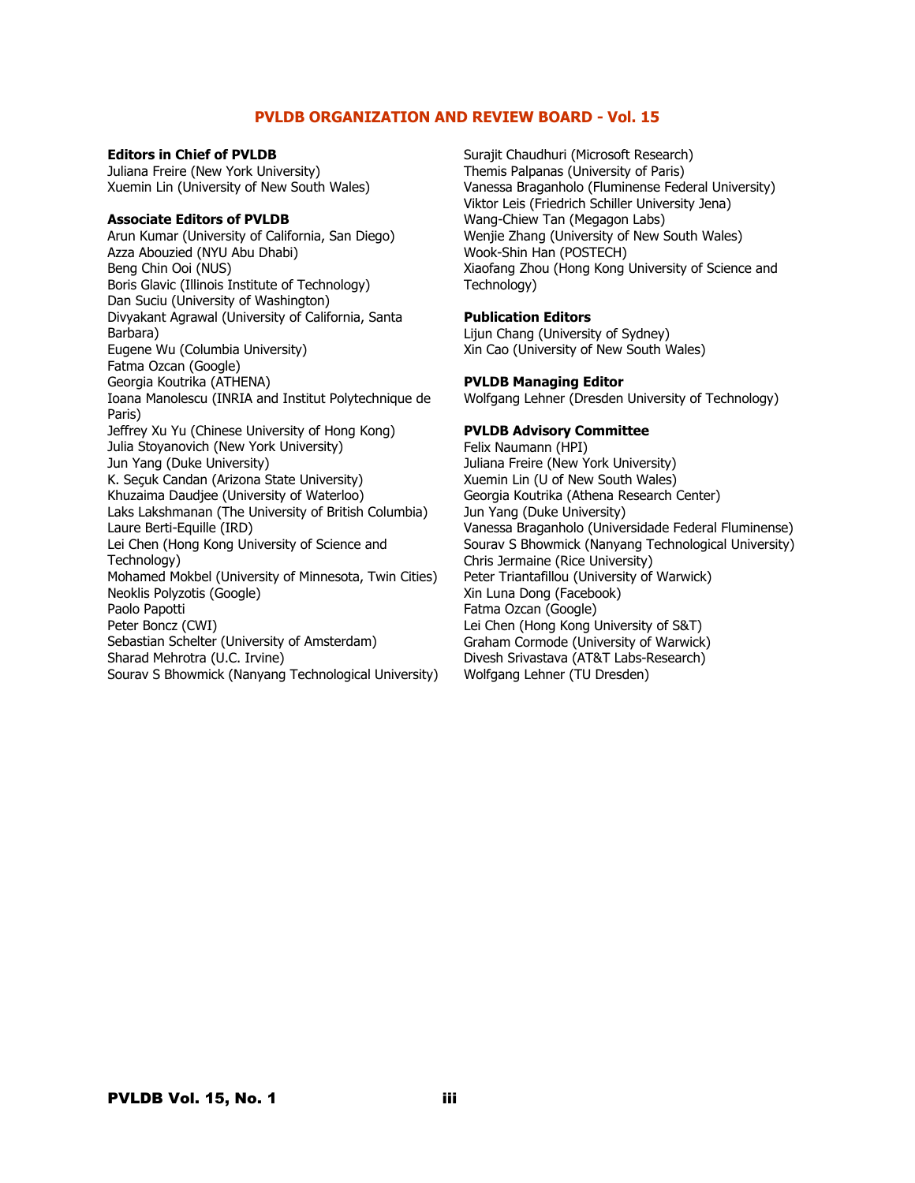# PVLDB ORGANIZATION AND REVIEW BOARD - Vol. 15

**Editors in Chief of PVLDB**
Juliana Freire (New York University)
Xuemin Lin (University of New South Wales)

**Associate Editors of PVLDB**
Arun Kumar (University of California, San Diego)
Azza Abouzied (NYU Abu Dhabi)
Beng Chin Ooi (NUS)
Boris Glavic (Illinois Institute of Technology)
Dan Suciu (University of Washington)
Divyakant Agrawal (University of California, Santa Barbara)
Eugene Wu (Columbia University)
Fatma Ozcan (Google)
Georgia Koutrika (ATHENA)
Ioana Manolescu (INRIA and Institut Polytechnique de Paris)
Jeffrey Xu Yu (Chinese University of Hong Kong)
Julia Stoyanovich (New York University)
Jun Yang (Duke University)
K. Seçuk Candan (Arizona State University)
Khuzaima Daudjee (University of Waterloo)
Laks Lakshmanan (The University of British Columbia)
Laure Berti-Equille (IRD)
Lei Chen (Hong Kong University of Science and Technology)
Mohamed Mokbel (University of Minnesota, Twin Cities)
Neoklis Polyzotis (Google)
Paolo Papotti
Peter Boncz (CWI)
Sebastian Schelter (University of Amsterdam)
Sharad Mehrotra (U.C. Irvine)
Sourav S Bhowmick (Nanyang Technological University)
Surajit Chaudhuri (Microsoft Research)
Themis Palpanas (University of Paris)
Vanessa Braganholo (Fluminense Federal University)
Viktor Leis (Friedrich Schiller University Jena)
Wang-Chiew Tan (Megagon Labs)
Wenjie Zhang (University of New South Wales)
Wook-Shin Han (POSTECH)
Xiaofang Zhou (Hong Kong University of Science and Technology)

**Publication Editors**
Lijun Chang (University of Sydney)
Xin Cao (University of New South Wales)

**PVLDB Managing Editor**
Wolfgang Lehner (Dresden University of Technology)

**PVLDB Advisory Committee**
Felix Naumann (HPI)
Juliana Freire (New York University)
Xuemin Lin (U of New South Wales)
Georgia Koutrika (Athena Research Center)
Jun Yang (Duke University)
Vanessa Braganholo (Universidade Federal Fluminense)
Sourav S Bhowmick (Nanyang Technological University)
Chris Jermaine (Rice University)
Peter Triantafillou (University of Warwick)
Xin Luna Dong (Facebook)
Fatma Ozcan (Google)
Lei Chen (Hong Kong University of S&T)
Graham Cormode (University of Warwick)
Divesh Srivastava (AT&T Labs-Research)
Wolfgang Lehner (TU Dresden)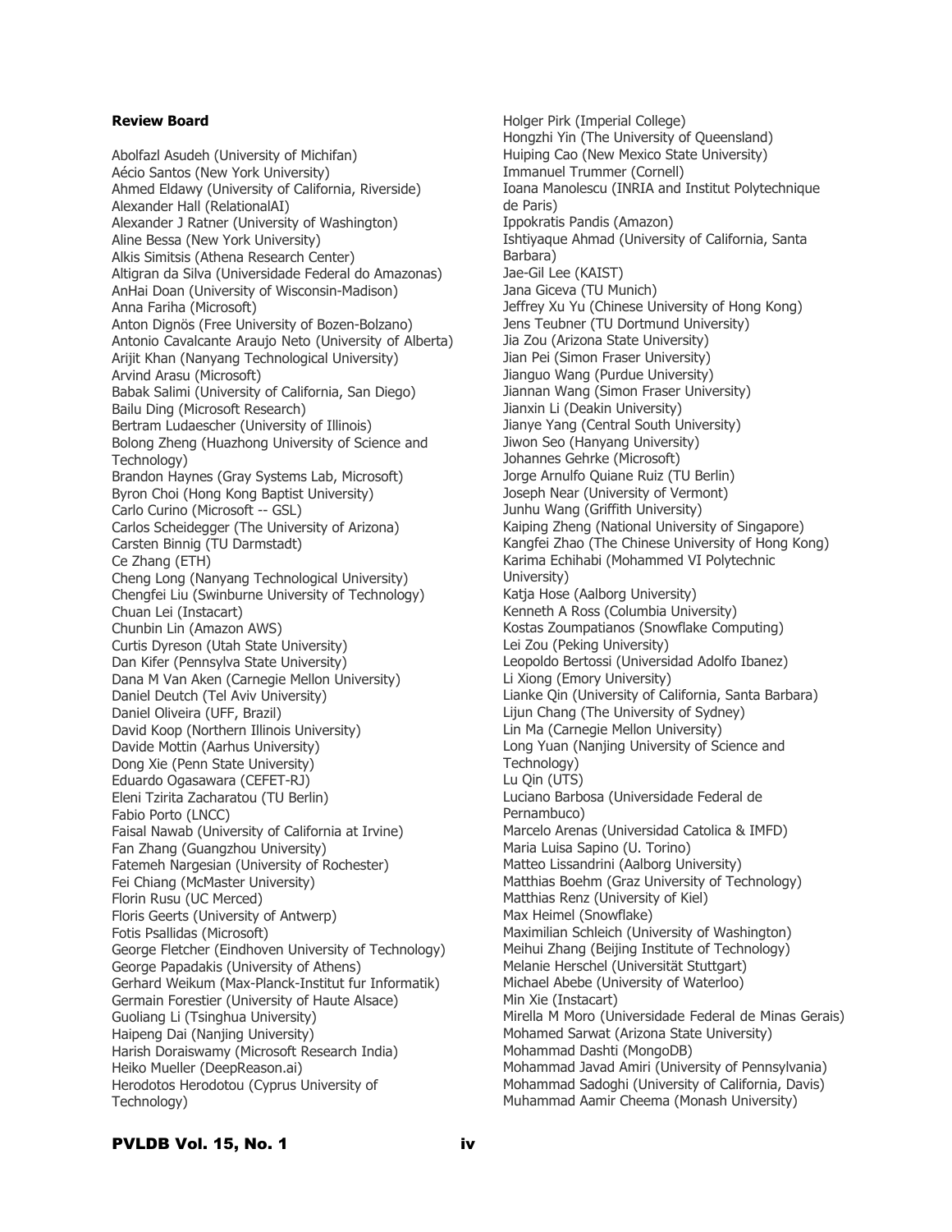**Review Board**

Abolfazl Asudeh (University of Michifan)
Aécio Santos (New York University)
Ahmed Eldawy (University of California, Riverside)
Alexander Hall (RelationalAI)
Alexander J Ratner (University of Washington)
Aline Bessa (New York University)
Alkis Simitsis (Athena Research Center)
Altigran da Silva (Universidade Federal do Amazonas)
AnHai Doan (University of Wisconsin-Madison)
Anna Fariha (Microsoft)
Anton Dignös (Free University of Bozen-Bolzano)
Antonio Cavalcante Araujo Neto (University of Alberta)
Arijit Khan (Nanyang Technological University)
Arvind Arasu (Microsoft)
Babak Salimi (University of California, San Diego)
Bailu Ding (Microsoft Research)
Bertram Ludaescher (University of Illinois)
Bolong Zheng (Huazhong University of Science and Technology)
Brandon Haynes (Gray Systems Lab, Microsoft)
Byron Choi (Hong Kong Baptist University)
Carlo Curino (Microsoft -- GSL)
Carlos Scheidegger (The University of Arizona)
Carsten Binnig (TU Darmstadt)
Ce Zhang (ETH)
Cheng Long (Nanyang Technological University)
Chengfei Liu (Swinburne University of Technology)
Chuan Lei (Instacart)
Chunbin Lin (Amazon AWS)
Curtis Dyreson (Utah State University)
Dan Kifer (Pennsylva State University)
Dana M Van Aken (Carnegie Mellon University)
Daniel Deutch (Tel Aviv University)
Daniel Oliveira (UFF, Brazil)
David Koop (Northern Illinois University)
Davide Mottin (Aarhus University)
Dong Xie (Penn State University)
Eduardo Ogasawara (CEFET-RJ)
Eleni Tzirita Zacharatou (TU Berlin)
Fabio Porto (LNCC)
Faisal Nawab (University of California at Irvine)
Fan Zhang (Guangzhou University)
Fatemeh Nargesian (University of Rochester)
Fei Chiang (McMaster University)
Florin Rusu (UC Merced)
Floris Geerts (University of Antwerp)
Fotis Psallidas (Microsoft)
George Fletcher (Eindhoven University of Technology)
George Papadakis (University of Athens)
Gerhard Weikum (Max-Planck-Institut fur Informatik)
Germain Forestier (University of Haute Alsace)
Guoliang Li (Tsinghua University)
Haipeng Dai (Nanjing University)
Harish Doraiswamy (Microsoft Research India)
Heiko Mueller (DeepReason.ai)
Herodotos Herodotou (Cyprus University of Technology)
Holger Pirk (Imperial College)
Hongzhi Yin (The University of Queensland)
Huiping Cao (New Mexico State University)
Immanuel Trummer (Cornell)
Ioana Manolescu (INRIA and Institut Polytechnique de Paris)
Ippokratis Pandis (Amazon)
Ishtiyaque Ahmad (University of California, Santa Barbara)
Jae-Gil Lee (KAIST)
Jana Giceva (TU Munich)
Jeffrey Xu Yu (Chinese University of Hong Kong)
Jens Teubner (TU Dortmund University)
Jia Zou (Arizona State University)
Jian Pei (Simon Fraser University)
Jianguo Wang (Purdue University)
Jiannan Wang (Simon Fraser University)
Jianxin Li (Deakin University)
Jianye Yang (Central South University)
Jiwon Seo (Hanyang University)
Johannes Gehrke (Microsoft)
Jorge Arnulfo Quiane Ruiz (TU Berlin)
Joseph Near (University of Vermont)
Junhu Wang (Griffith University)
Kaiping Zheng (National University of Singapore)
Kangfei Zhao (The Chinese University of Hong Kong)
Karima Echihabi (Mohammed VI Polytechnic University)
Katja Hose (Aalborg University)
Kenneth A Ross (Columbia University)
Kostas Zoumpatianos (Snowflake Computing)
Lei Zou (Peking University)
Leopoldo Bertossi (Universidad Adolfo Ibanez)
Li Xiong (Emory University)
Lianke Qin (University of California, Santa Barbara)
Lijun Chang (The University of Sydney)
Lin Ma (Carnegie Mellon University)
Long Yuan (Nanjing University of Science and Technology)
Lu Qin (UTS)
Luciano Barbosa (Universidade Federal de Pernambuco)
Marcelo Arenas (Universidad Catolica & IMFD)
Maria Luisa Sapino (U. Torino)
Matteo Lissandrini (Aalborg University)
Matthias Boehm (Graz University of Technology)
Matthias Renz (University of Kiel)
Max Heimel (Snowflake)
Maximilian Schleich (University of Washington)
Meihui Zhang (Beijing Institute of Technology)
Melanie Herschel (Universität Stuttgart)
Michael Abebe (University of Waterloo)
Min Xie (Instacart)
Mirella M Moro (Universidade Federal de Minas Gerais)
Mohamed Sarwat (Arizona State University)
Mohammad Dashti (MongoDB)
Mohammad Javad Amiri (University of Pennsylvania)
Mohammad Sadoghi (University of California, Davis)
Muhammad Aamir Cheema (Monash University)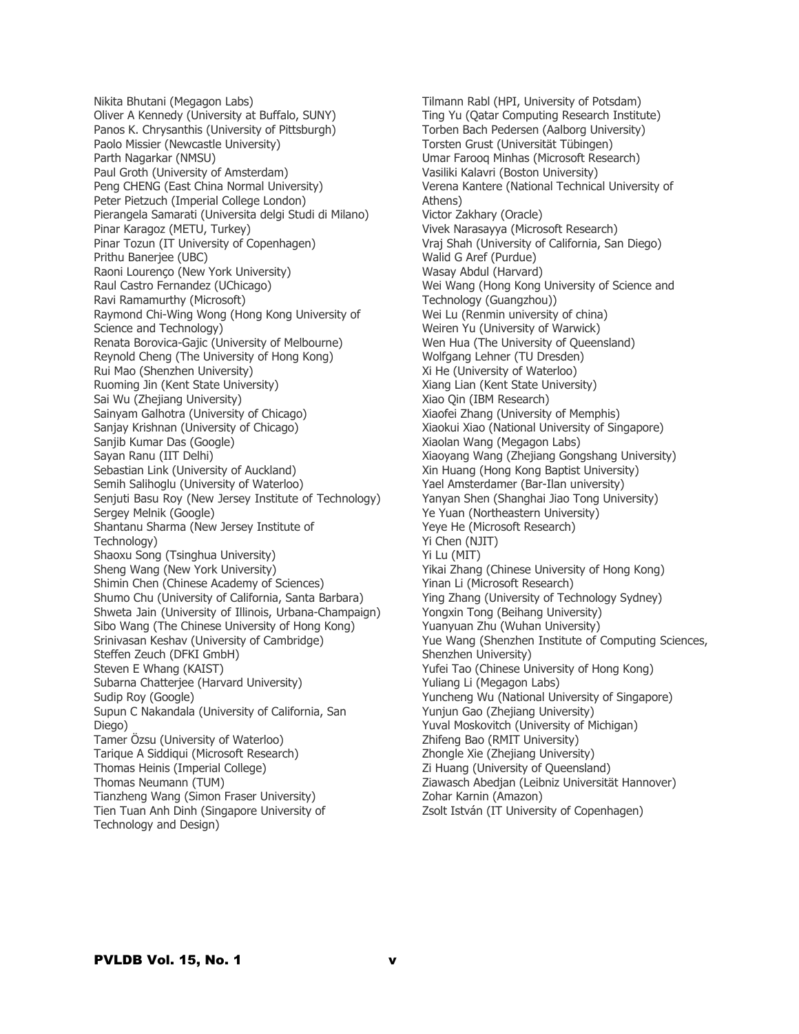Nikita Bhutani (Megagon Labs)
Oliver A Kennedy (University at Buffalo, SUNY)
Panos K. Chrysanthis (University of Pittsburgh)
Paolo Missier (Newcastle University)
Parth Nagarkar (NMSU)
Paul Groth (University of Amsterdam)
Peng CHENG (East China Normal University)
Peter Pietzuch (Imperial College London)
Pierangela Samarati (Universita delgi Studi di Milano)
Pinar Karagoz (METU, Turkey)
Pinar Tozun (IT University of Copenhagen)
Prithu Banerjee (UBC)
Raoni Lourenço (New York University)
Raul Castro Fernandez (UChicago)
Ravi Ramamurthy (Microsoft)
Raymond Chi-Wing Wong (Hong Kong University of Science and Technology)
Renata Borovica-Gajic (University of Melbourne)
Reynold Cheng (The University of Hong Kong)
Rui Mao (Shenzhen University)
Ruoming Jin (Kent State University)
Sai Wu (Zhejiang University)
Sainyam Galhotra (University of Chicago)
Sanjay Krishnan (University of Chicago)
Sanjib Kumar Das (Google)
Sayan Ranu (IIT Delhi)
Sebastian Link (University of Auckland)
Semih Salihoglu (University of Waterloo)
Senjuti Basu Roy (New Jersey Institute of Technology)
Sergey Melnik (Google)
Shantanu Sharma (New Jersey Institute of Technology)
Shaoxu Song (Tsinghua University)
Sheng Wang (New York University)
Shimin Chen (Chinese Academy of Sciences)
Shumo Chu (University of California, Santa Barbara)
Shweta Jain (University of Illinois, Urbana-Champaign)
Sibo Wang (The Chinese University of Hong Kong)
Srinivasan Keshav (University of Cambridge)
Steffen Zeuch (DFKI GmbH)
Steven E Whang (KAIST)
Subarna Chatterjee (Harvard University)
Sudip Roy (Google)
Supun C Nakandala (University of California, San Diego)
Tamer Özsu (University of Waterloo)
Tarique A Siddiqui (Microsoft Research)
Thomas Heinis (Imperial College)
Thomas Neumann (TUM)
Tianzheng Wang (Simon Fraser University)
Tien Tuan Anh Dinh (Singapore University of Technology and Design)
Tilmann Rabl (HPI, University of Potsdam)
Ting Yu (Qatar Computing Research Institute)
Torben Bach Pedersen (Aalborg University)
Torsten Grust (Universität Tübingen)
Umar Farooq Minhas (Microsoft Research)
Vasiliki Kalavri (Boston University)
Verena Kantere (National Technical University of Athens)
Victor Zakhary (Oracle)
Vivek Narasayya (Microsoft Research)
Vraj Shah (University of California, San Diego)
Walid G Aref (Purdue)
Wasay Abdul (Harvard)
Wei Wang (Hong Kong University of Science and Technology (Guangzhou))
Wei Lu (Renmin university of china)
Weiren Yu (University of Warwick)
Wen Hua (The University of Queensland)
Wolfgang Lehner (TU Dresden)
Xi He (University of Waterloo)
Xiang Lian (Kent State University)
Xiao Qin (IBM Research)
Xiaofei Zhang (University of Memphis)
Xiaokui Xiao (National University of Singapore)
Xiaolan Wang (Megagon Labs)
Xiaoyang Wang (Zhejiang Gongshang University)
Xin Huang (Hong Kong Baptist University)
Yael Amsterdamer (Bar-Ilan university)
Yanyan Shen (Shanghai Jiao Tong University)
Ye Yuan (Northeastern University)
Yeye He (Microsoft Research)
Yi Chen (NJIT)
Yi Lu (MIT)
Yikai Zhang (Chinese University of Hong Kong)
Yinan Li (Microsoft Research)
Ying Zhang (University of Technology Sydney)
Yongxin Tong (Beihang University)
Yuanyuan Zhu (Wuhan University)
Yue Wang (Shenzhen Institute of Computing Sciences, Shenzhen University)
Yufei Tao (Chinese University of Hong Kong)
Yuliang Li (Megagon Labs)
Yuncheng Wu (National University of Singapore)
Yunjun Gao (Zhejiang University)
Yuval Moskovitch (University of Michigan)
Zhifeng Bao (RMIT University)
Zhongle Xie (Zhejiang University)
Zi Huang (University of Queensland)
Ziawasch Abedjan (Leibniz Universität Hannover)
Zohar Karnin (Amazon)
Zsolt István (IT University of Copenhagen)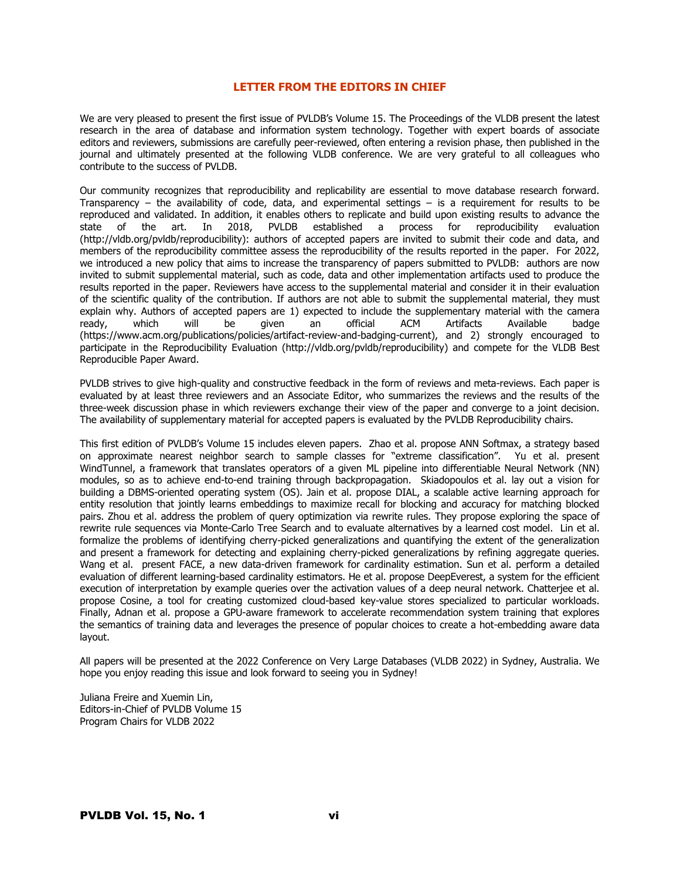# LETTER FROM THE EDITORS IN CHIEF

We are very pleased to present the first issue of PVLDB's Volume 15. The Proceedings of the VLDB present the latest research in the area of database and information system technology. Together with expert boards of associate editors and reviewers, submissions are carefully peer-reviewed, often entering a revision phase, then published in the journal and ultimately presented at the following VLDB conference. We are very grateful to all colleagues who contribute to the success of PVLDB.

Our community recognizes that reproducibility and replicability are essential to move database research forward. Transparency – the availability of code, data, and experimental settings – is a requirement for results to be reproduced and validated. In addition, it enables others to replicate and build upon existing results to advance the state of the art. In 2018, PVLDB established a process for reproducibility evaluation (http://vldb.org/pvldb/reproducibility): authors of accepted papers are invited to submit their code and data, and members of the reproducibility committee assess the reproducibility of the results reported in the paper. For 2022, we introduced a new policy that aims to increase the transparency of papers submitted to PVLDB: authors are now invited to submit supplemental material, such as code, data and other implementation artifacts used to produce the results reported in the paper. Reviewers have access to the supplemental material and consider it in their evaluation of the scientific quality of the contribution. If authors are not able to submit the supplemental material, they must explain why. Authors of accepted papers are 1) expected to include the supplementary material with the camera ready, which will be given an official ACM Artifacts Available badge (https://www.acm.org/publications/policies/artifact-review-and-badging-current), and 2) strongly encouraged to participate in the Reproducibility Evaluation (http://vldb.org/pvldb/reproducibility) and compete for the VLDB Best Reproducible Paper Award.

PVLDB strives to give high-quality and constructive feedback in the form of reviews and meta-reviews. Each paper is evaluated by at least three reviewers and an Associate Editor, who summarizes the reviews and the results of the three-week discussion phase in which reviewers exchange their view of the paper and converge to a joint decision. The availability of supplementary material for accepted papers is evaluated by the PVLDB Reproducibility chairs.

This first edition of PVLDB's Volume 15 includes eleven papers. Zhao et al. propose ANN Softmax, a strategy based on approximate nearest neighbor search to sample classes for "extreme classification". Yu et al. present WindTunnel, a framework that translates operators of a given ML pipeline into differentiable Neural Network (NN) modules, so as to achieve end-to-end training through backpropagation. Skiadopoulos et al. lay out a vision for building a DBMS-oriented operating system (OS). Jain et al. propose DIAL, a scalable active learning approach for entity resolution that jointly learns embeddings to maximize recall for blocking and accuracy for matching blocked pairs. Zhou et al. address the problem of query optimization via rewrite rules. They propose exploring the space of rewrite rule sequences via Monte-Carlo Tree Search and to evaluate alternatives by a learned cost model. Lin et al. formalize the problems of identifying cherry-picked generalizations and quantifying the extent of the generalization and present a framework for detecting and explaining cherry-picked generalizations by refining aggregate queries. Wang et al. present FACE, a new data-driven framework for cardinality estimation. Sun et al. perform a detailed evaluation of different learning-based cardinality estimators. He et al. propose DeepEverest, a system for the efficient execution of interpretation by example queries over the activation values of a deep neural network. Chatterjee et al. propose Cosine, a tool for creating customized cloud-based key-value stores specialized to particular workloads. Finally, Adnan et al. propose a GPU-aware framework to accelerate recommendation system training that explores the semantics of training data and leverages the presence of popular choices to create a hot-embedding aware data layout.

All papers will be presented at the 2022 Conference on Very Large Databases (VLDB 2022) in Sydney, Australia. We hope you enjoy reading this issue and look forward to seeing you in Sydney!

Juliana Freire and Xuemin Lin,  
Editors-in-Chief of PVLDB Volume 15  
Program Chairs for VLDB 2022